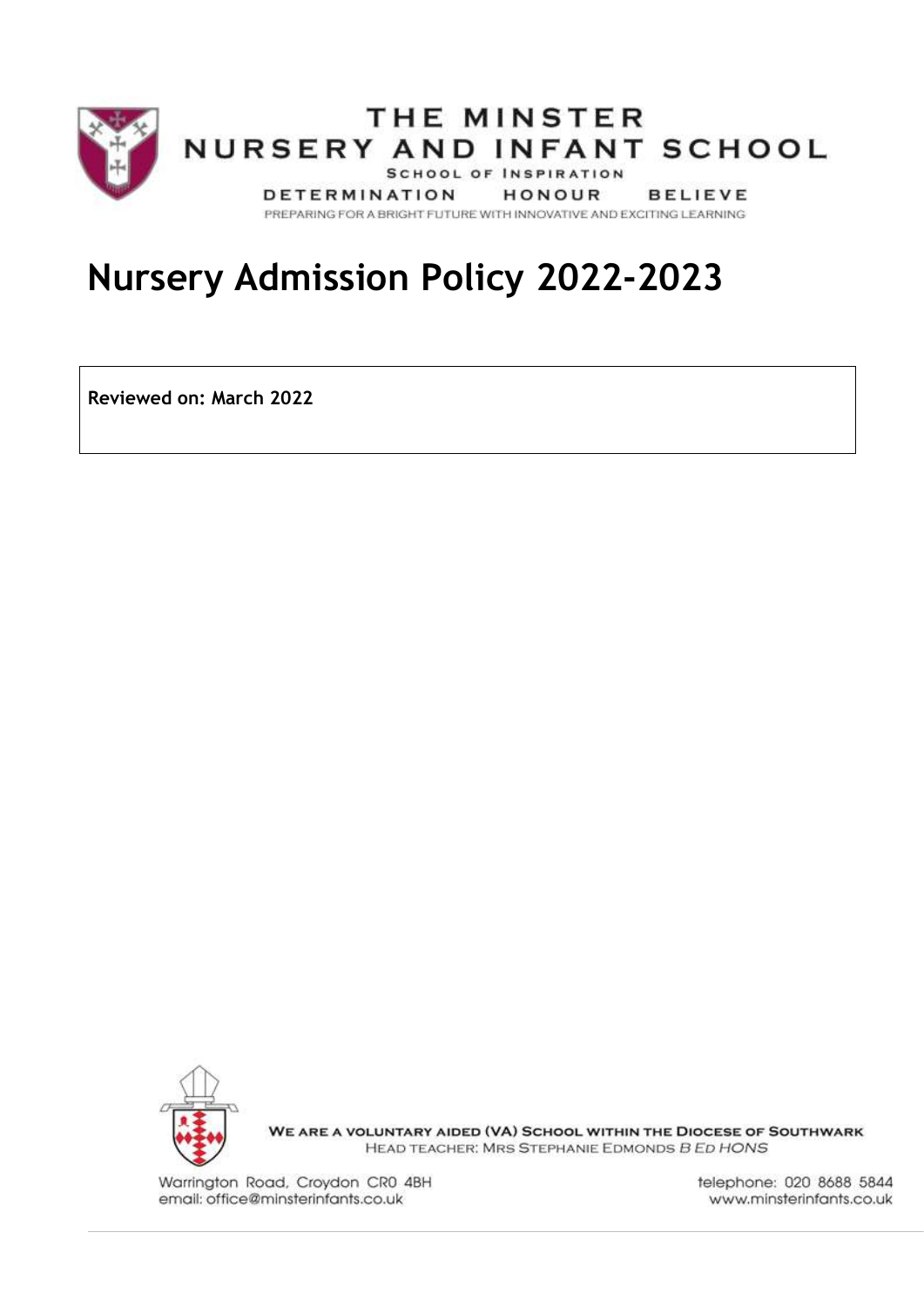THE MINSTER

NURSERY AND INFANT SCHOOL

SCHOOL OF INSPIRATION

DETERMINATION HONOUR BELIEVE

PREPARING FOR A BRIGHT FUTURE WITH INNOVATIVE AND EXCITING LEARNING

# Nursery Admission Policy 2022-2023

**Reviewed on: March 2022**

WE ARE A VOLUNTARY AIDED (VA) SCHOOL WITHIN THE DIOCESE OF SOUTHWARK

HEAD TEACHER: MRS STEPHANIE EDMONDS *B ED HONS*

Warrington Road, Croydon CR0 4BH
email: office@minsterinfants.co.uk

telephone: 020 8688 5844
www.minsterinfants.co.uk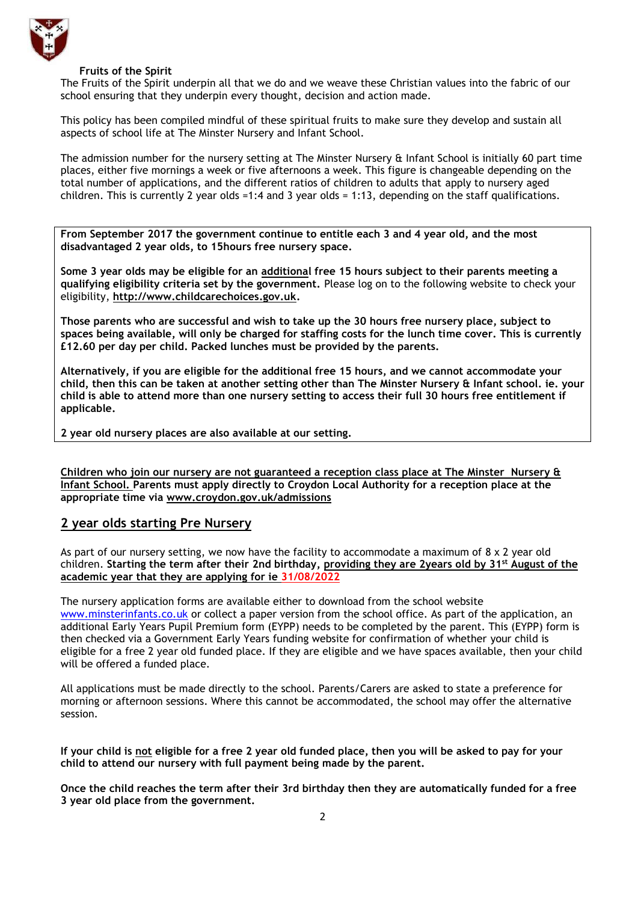**Fruits of the Spirit**

The Fruits of the Spirit underpin all that we do and we weave these Christian values into the fabric of our school ensuring that they underpin every thought, decision and action made.

This policy has been compiled mindful of these spiritual fruits to make sure they develop and sustain all aspects of school life at The Minster Nursery and Infant School.

The admission number for the nursery setting at The Minster Nursery & Infant School is initially 60 part time places, either five mornings a week or five afternoons a week. This figure is changeable depending on the total number of applications, and the different ratios of children to adults that apply to nursery aged children. This is currently 2 year olds =1:4 and 3 year olds = 1:13, depending on the staff qualifications.

**From September 2017 the government continue to entitle each 3 and 4 year old, and the most disadvantaged 2 year olds, to 15hours free nursery space.**

**Some 3 year olds may be eligible for an additional free 15 hours subject to their parents meeting a qualifying eligibility criteria set by the government.** Please log on to the following website to check your eligibility, **http://www.childcarechoices.gov.uk.**

**Those parents who are successful and wish to take up the 30 hours free nursery place, subject to spaces being available, will only be charged for staffing costs for the lunch time cover. This is currently £12.60 per day per child. Packed lunches must be provided by the parents.**

**Alternatively, if you are eligible for the additional free 15 hours, and we cannot accommodate your child, then this can be taken at another setting other than The Minster Nursery & Infant school. ie. your child is able to attend more than one nursery setting to access their full 30 hours free entitlement if applicable.**

**2 year old nursery places are also available at our setting.**

**Children who join our nursery are not guaranteed a reception class place at The Minster Nursery & Infant School. Parents must apply directly to Croydon Local Authority for a reception place at the appropriate time via www.croydon.gov.uk/admissions**

## 2 year olds starting Pre Nursery

As part of our nursery setting, we now have the facility to accommodate a maximum of 8 x 2 year old children. **Starting the term after their 2nd birthday, providing they are 2years old by 31st August of the academic year that they are applying for ie 31/08/2022**

The nursery application forms are available either to download from the school website www.minsterinfants.co.uk or collect a paper version from the school office. As part of the application, an additional Early Years Pupil Premium form (EYPP) needs to be completed by the parent. This (EYPP) form is then checked via a Government Early Years funding website for confirmation of whether your child is eligible for a free 2 year old funded place. If they are eligible and we have spaces available, then your child will be offered a funded place.

All applications must be made directly to the school. Parents/Carers are asked to state a preference for morning or afternoon sessions. Where this cannot be accommodated, the school may offer the alternative session.

**If your child is not eligible for a free 2 year old funded place, then you will be asked to pay for your child to attend our nursery with full payment being made by the parent.**

**Once the child reaches the term after their 3rd birthday then they are automatically funded for a free 3 year old place from the government.**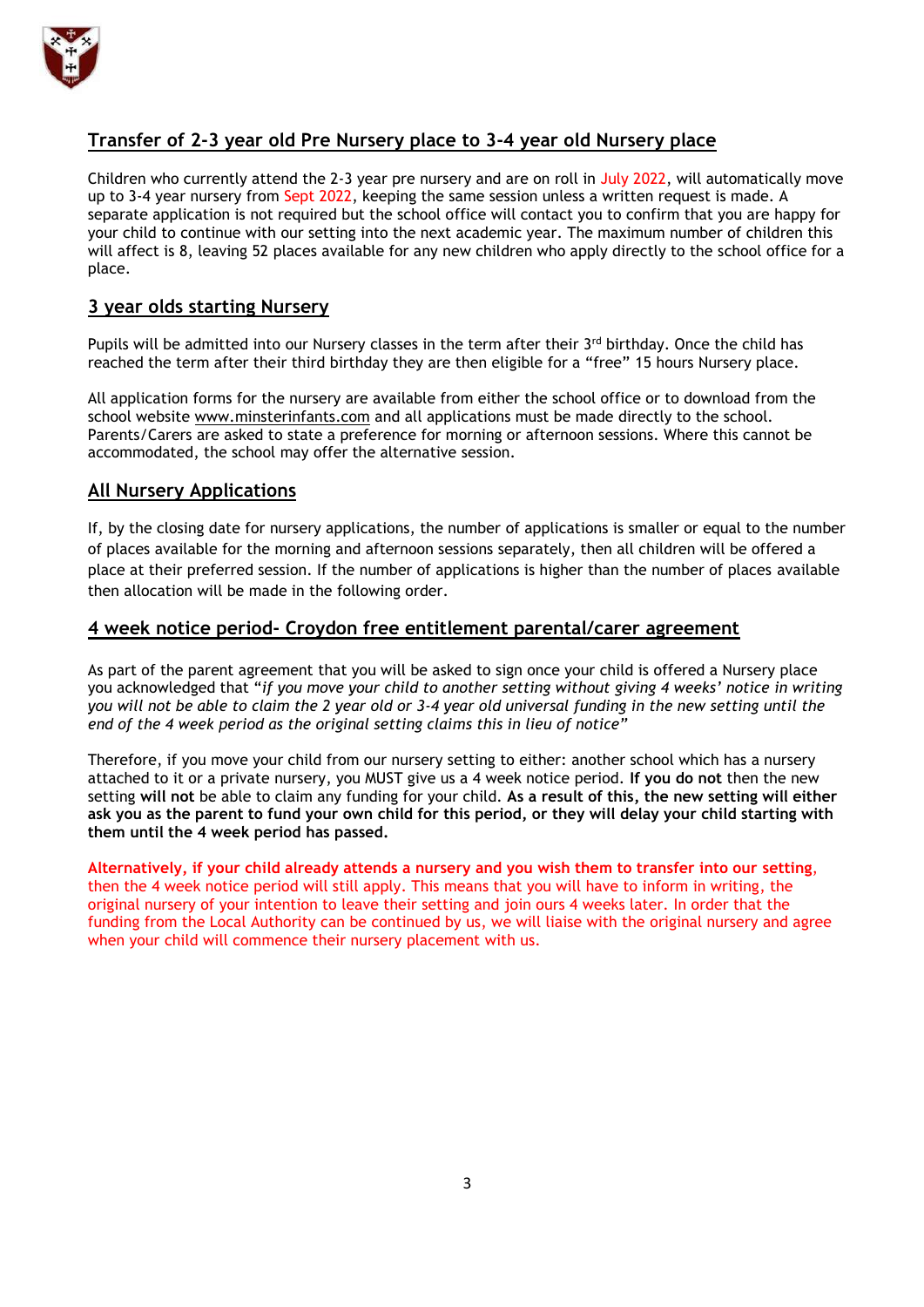## Transfer of 2-3 year old Pre Nursery place to 3-4 year old Nursery place

Children who currently attend the 2-3 year pre nursery and are on roll in July 2022, will automatically move up to 3-4 year nursery from Sept 2022, keeping the same session unless a written request is made. A separate application is not required but the school office will contact you to confirm that you are happy for your child to continue with our setting into the next academic year. The maximum number of children this will affect is 8, leaving 52 places available for any new children who apply directly to the school office for a place.

## 3 year olds starting Nursery

Pupils will be admitted into our Nursery classes in the term after their 3rd birthday. Once the child has reached the term after their third birthday they are then eligible for a "free" 15 hours Nursery place.

All application forms for the nursery are available from either the school office or to download from the school website www.minsterinfants.com and all applications must be made directly to the school. Parents/Carers are asked to state a preference for morning or afternoon sessions. Where this cannot be accommodated, the school may offer the alternative session.

## All Nursery Applications

If, by the closing date for nursery applications, the number of applications is smaller or equal to the number of places available for the morning and afternoon sessions separately, then all children will be offered a place at their preferred session. If the number of applications is higher than the number of places available then allocation will be made in the following order.

## 4 week notice period- Croydon free entitlement parental/carer agreement

As part of the parent agreement that you will be asked to sign once your child is offered a Nursery place you acknowledged that "*if you move your child to another setting without giving 4 weeks' notice in writing you will not be able to claim the 2 year old or 3-4 year old universal funding in the new setting until the end of the 4 week period as the original setting claims this in lieu of notice*"

Therefore, if you move your child from our nursery setting to either: another school which has a nursery attached to it or a private nursery, you MUST give us a 4 week notice period. **If you do not** then the new setting **will not** be able to claim any funding for your child. **As a result of this, the new setting will either ask you as the parent to fund your own child for this period, or they will delay your child starting with them until the 4 week period has passed.**

**Alternatively, if your child already attends a nursery and you wish them to transfer into our setting**, then the 4 week notice period will still apply. This means that you will have to inform in writing, the original nursery of your intention to leave their setting and join ours 4 weeks later. In order that the funding from the Local Authority can be continued by us, we will liaise with the original nursery and agree when your child will commence their nursery placement with us.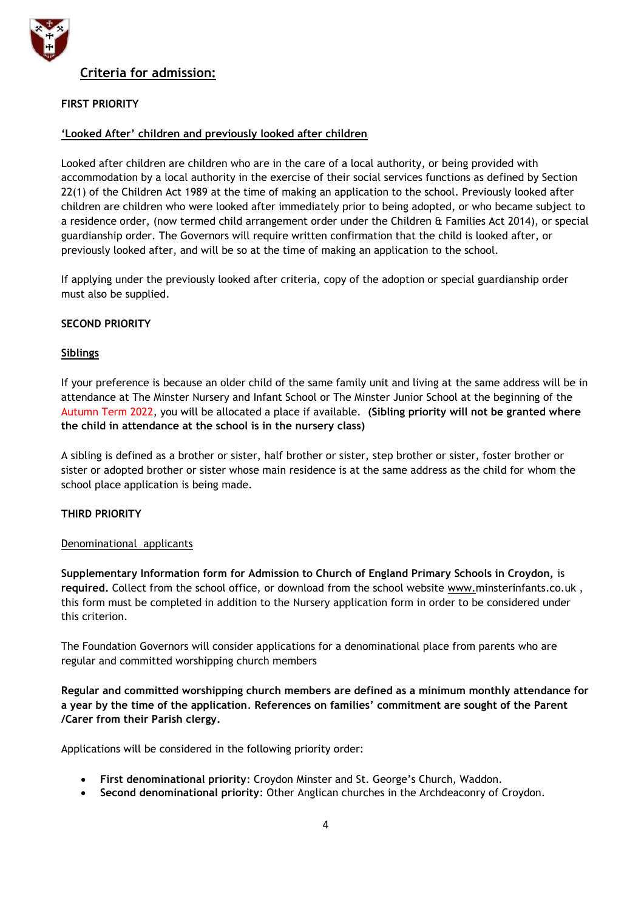## Criteria for admission:

**FIRST PRIORITY**

**'Looked After' children and previously looked after children**

Looked after children are children who are in the care of a local authority, or being provided with accommodation by a local authority in the exercise of their social services functions as defined by Section 22(1) of the Children Act 1989 at the time of making an application to the school. Previously looked after children are children who were looked after immediately prior to being adopted, or who became subject to a residence order, (now termed child arrangement order under the Children & Families Act 2014), or special guardianship order. The Governors will require written confirmation that the child is looked after, or previously looked after, and will be so at the time of making an application to the school.

If applying under the previously looked after criteria, copy of the adoption or special guardianship order must also be supplied.

**SECOND PRIORITY**

**Siblings**

If your preference is because an older child of the same family unit and living at the same address will be in attendance at The Minster Nursery and Infant School or The Minster Junior School at the beginning of the Autumn Term 2022, you will be allocated a place if available. **(Sibling priority will not be granted where the child in attendance at the school is in the nursery class)**

A sibling is defined as a brother or sister, half brother or sister, step brother or sister, foster brother or sister or adopted brother or sister whose main residence is at the same address as the child for whom the school place application is being made.

**THIRD PRIORITY**

Denominational applicants

**Supplementary Information form for Admission to Church of England Primary Schools in Croydon,** is **required.** Collect from the school office, or download from the school website www.minsterinfants.co.uk , this form must be completed in addition to the Nursery application form in order to be considered under this criterion.

The Foundation Governors will consider applications for a denominational place from parents who are regular and committed worshipping church members

**Regular and committed worshipping church members are defined as a minimum monthly attendance for a year by the time of the application. References on families' commitment are sought of the Parent /Carer from their Parish clergy.**

Applications will be considered in the following priority order:

- **First denominational priority**: Croydon Minster and St. George's Church, Waddon.
- **Second denominational priority**: Other Anglican churches in the Archdeaconry of Croydon.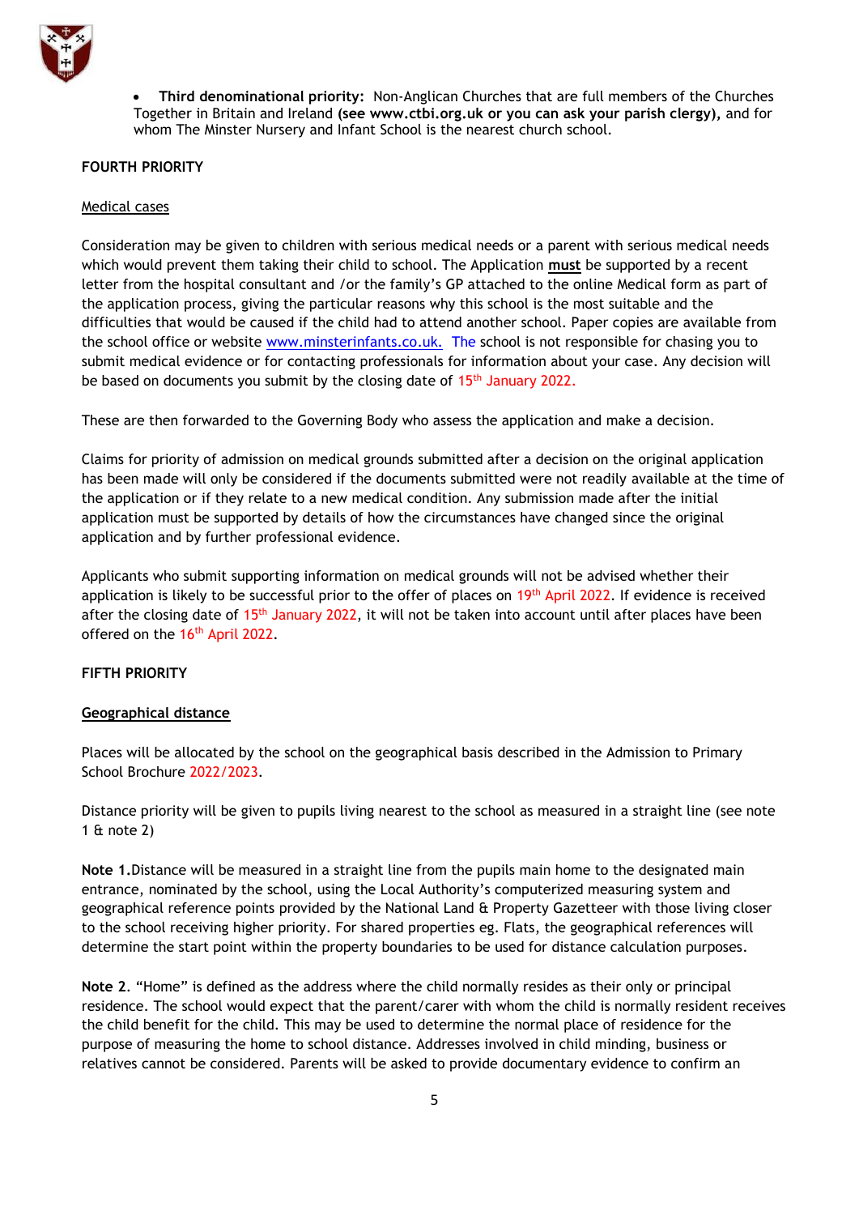- **Third denominational priority:** Non-Anglican Churches that are full members of the Churches Together in Britain and Ireland **(see www.ctbi.org.uk or you can ask your parish clergy),** and for whom The Minster Nursery and Infant School is the nearest church school.

**FOURTH PRIORITY**

Medical cases

Consideration may be given to children with serious medical needs or a parent with serious medical needs which would prevent them taking their child to school. The Application **must** be supported by a recent letter from the hospital consultant and /or the family's GP attached to the online Medical form as part of the application process, giving the particular reasons why this school is the most suitable and the difficulties that would be caused if the child had to attend another school. Paper copies are available from the school office or website www.minsterinfants.co.uk. The school is not responsible for chasing you to submit medical evidence or for contacting professionals for information about your case. Any decision will be based on documents you submit by the closing date of 15th January 2022.

These are then forwarded to the Governing Body who assess the application and make a decision.

Claims for priority of admission on medical grounds submitted after a decision on the original application has been made will only be considered if the documents submitted were not readily available at the time of the application or if they relate to a new medical condition. Any submission made after the initial application must be supported by details of how the circumstances have changed since the original application and by further professional evidence.

Applicants who submit supporting information on medical grounds will not be advised whether their application is likely to be successful prior to the offer of places on 19th April 2022. If evidence is received after the closing date of 15th January 2022, it will not be taken into account until after places have been offered on the 16th April 2022.

**FIFTH PRIORITY**

**Geographical distance**

Places will be allocated by the school on the geographical basis described in the Admission to Primary School Brochure 2022/2023.

Distance priority will be given to pupils living nearest to the school as measured in a straight line (see note 1 & note 2)

**Note 1.** Distance will be measured in a straight line from the pupils main home to the designated main entrance, nominated by the school, using the Local Authority's computerized measuring system and geographical reference points provided by the National Land & Property Gazetteer with those living closer to the school receiving higher priority. For shared properties eg. Flats, the geographical references will determine the start point within the property boundaries to be used for distance calculation purposes.

**Note 2**. "Home" is defined as the address where the child normally resides as their only or principal residence. The school would expect that the parent/carer with whom the child is normally resident receives the child benefit for the child. This may be used to determine the normal place of residence for the purpose of measuring the home to school distance. Addresses involved in child minding, business or relatives cannot be considered. Parents will be asked to provide documentary evidence to confirm an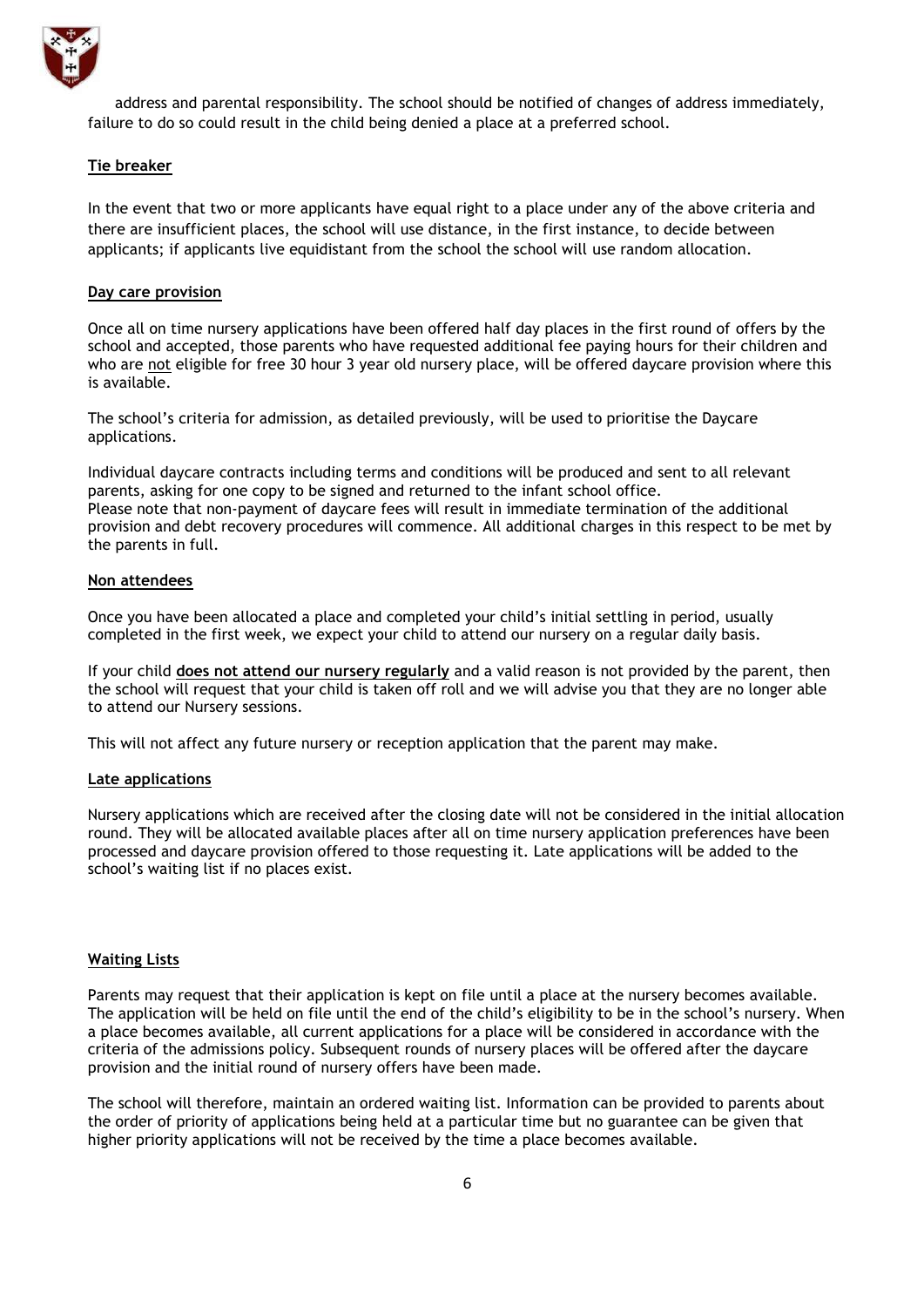address and parental responsibility. The school should be notified of changes of address immediately, failure to do so could result in the child being denied a place at a preferred school.

**Tie breaker**

In the event that two or more applicants have equal right to a place under any of the above criteria and there are insufficient places, the school will use distance, in the first instance, to decide between applicants; if applicants live equidistant from the school the school will use random allocation.

**Day care provision**

Once all on time nursery applications have been offered half day places in the first round of offers by the school and accepted, those parents who have requested additional fee paying hours for their children and who are not eligible for free 30 hour 3 year old nursery place, will be offered daycare provision where this is available.

The school's criteria for admission, as detailed previously, will be used to prioritise the Daycare applications.

Individual daycare contracts including terms and conditions will be produced and sent to all relevant parents, asking for one copy to be signed and returned to the infant school office.
Please note that non-payment of daycare fees will result in immediate termination of the additional provision and debt recovery procedures will commence. All additional charges in this respect to be met by the parents in full.

**Non attendees**

Once you have been allocated a place and completed your child's initial settling in period, usually completed in the first week, we expect your child to attend our nursery on a regular daily basis.

If your child **does not attend our nursery regularly** and a valid reason is not provided by the parent, then the school will request that your child is taken off roll and we will advise you that they are no longer able to attend our Nursery sessions.

This will not affect any future nursery or reception application that the parent may make.

**Late applications**

Nursery applications which are received after the closing date will not be considered in the initial allocation round. They will be allocated available places after all on time nursery application preferences have been processed and daycare provision offered to those requesting it. Late applications will be added to the school's waiting list if no places exist.

**Waiting Lists**

Parents may request that their application is kept on file until a place at the nursery becomes available. The application will be held on file until the end of the child's eligibility to be in the school's nursery. When a place becomes available, all current applications for a place will be considered in accordance with the criteria of the admissions policy. Subsequent rounds of nursery places will be offered after the daycare provision and the initial round of nursery offers have been made.

The school will therefore, maintain an ordered waiting list. Information can be provided to parents about the order of priority of applications being held at a particular time but no guarantee can be given that higher priority applications will not be received by the time a place becomes available.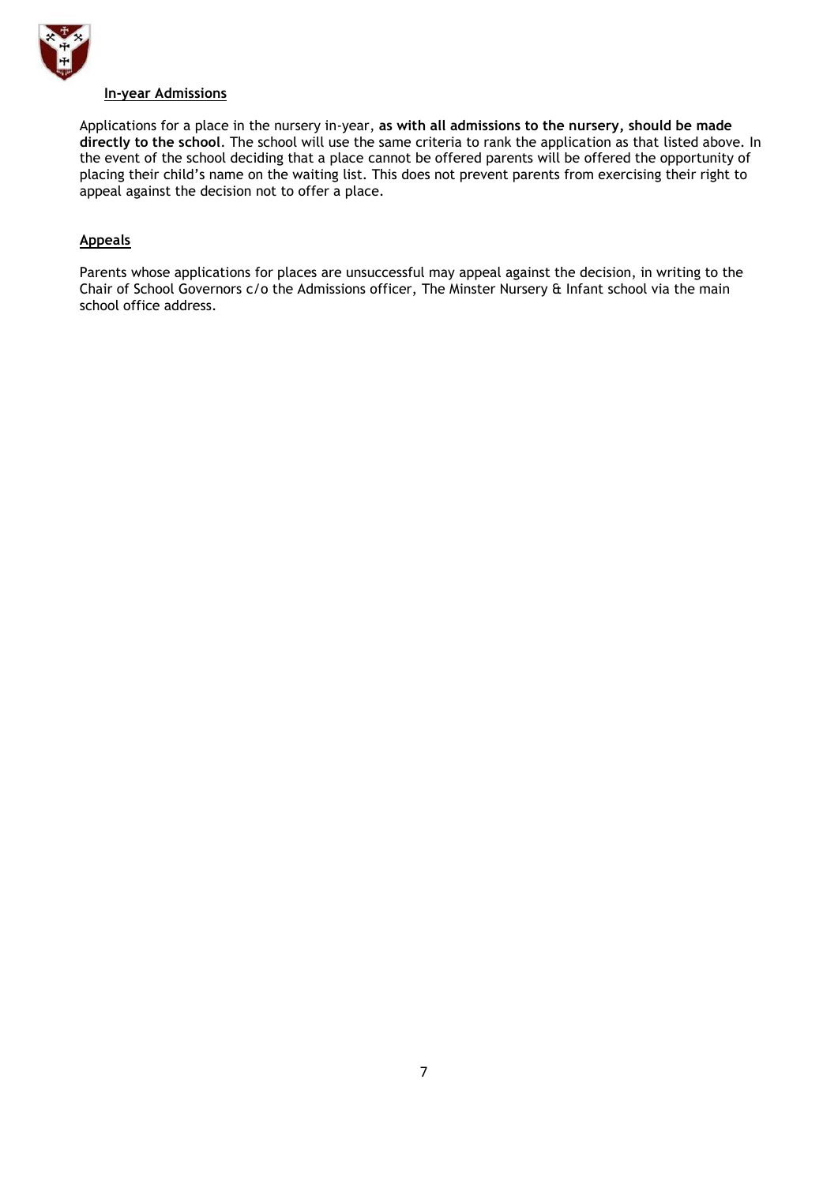**In-year Admissions**

Applications for a place in the nursery in-year, **as with all admissions to the nursery, should be made directly to the school**. The school will use the same criteria to rank the application as that listed above. In the event of the school deciding that a place cannot be offered parents will be offered the opportunity of placing their child's name on the waiting list. This does not prevent parents from exercising their right to appeal against the decision not to offer a place.

**Appeals**

Parents whose applications for places are unsuccessful may appeal against the decision, in writing to the Chair of School Governors c/o the Admissions officer, The Minster Nursery & Infant school via the main school office address.